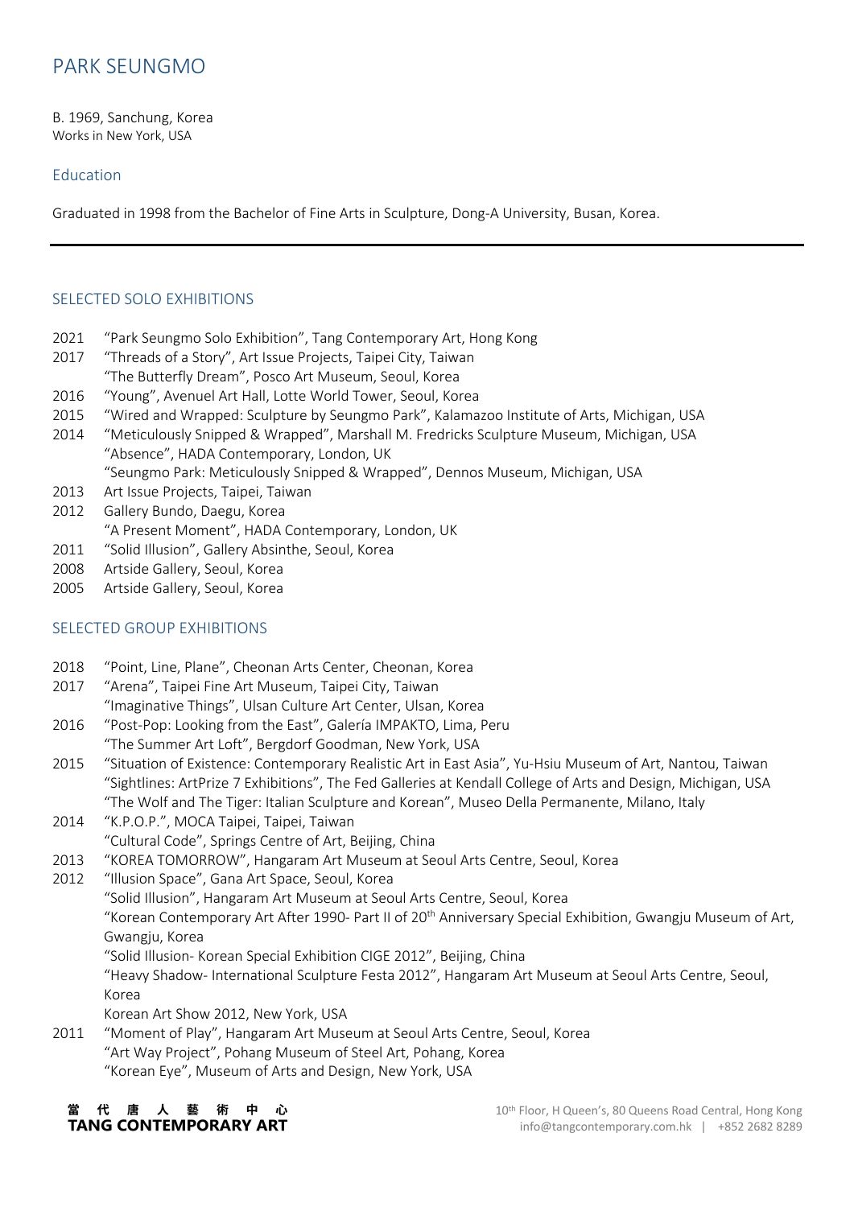# PARK SEUNGMO

B. 1969, Sanchung, Korea
Works in New York, USA

## Education

Graduated in 1998 from the Bachelor of Fine Arts in Sculpture, Dong-A University, Busan, Korea.

---

## SELECTED SOLO EXHIBITIONS

2021 "Park Seungmo Solo Exhibition", Tang Contemporary Art, Hong Kong
2017 "Threads of a Story", Art Issue Projects, Taipei City, Taiwan
"The Butterfly Dream", Posco Art Museum, Seoul, Korea
2016 "Young", Avenuel Art Hall, Lotte World Tower, Seoul, Korea
2015 "Wired and Wrapped: Sculpture by Seungmo Park", Kalamazoo Institute of Arts, Michigan, USA
2014 "Meticulously Snipped & Wrapped", Marshall M. Fredricks Sculpture Museum, Michigan, USA
"Absence", HADA Contemporary, London, UK
"Seungmo Park: Meticulously Snipped & Wrapped", Dennos Museum, Michigan, USA
2013 Art Issue Projects, Taipei, Taiwan
2012 Gallery Bundo, Daegu, Korea
"A Present Moment", HADA Contemporary, London, UK
2011 "Solid Illusion", Gallery Absinthe, Seoul, Korea
2008 Artside Gallery, Seoul, Korea
2005 Artside Gallery, Seoul, Korea

## SELECTED GROUP EXHIBITIONS

2018 "Point, Line, Plane", Cheonan Arts Center, Cheonan, Korea
2017 "Arena", Taipei Fine Art Museum, Taipei City, Taiwan
"Imaginative Things", Ulsan Culture Art Center, Ulsan, Korea
2016 "Post-Pop: Looking from the East", Galería IMPAKTO, Lima, Peru
"The Summer Art Loft", Bergdorf Goodman, New York, USA
2015 "Situation of Existence: Contemporary Realistic Art in East Asia", Yu-Hsiu Museum of Art, Nantou, Taiwan
"Sightlines: ArtPrize 7 Exhibitions", The Fed Galleries at Kendall College of Arts and Design, Michigan, USA
"The Wolf and The Tiger: Italian Sculpture and Korean", Museo Della Permanente, Milano, Italy
2014 "K.P.O.P.", MOCA Taipei, Taipei, Taiwan
"Cultural Code", Springs Centre of Art, Beijing, China
2013 "KOREA TOMORROW", Hangaram Art Museum at Seoul Arts Centre, Seoul, Korea
2012 "Illusion Space", Gana Art Space, Seoul, Korea
"Solid Illusion", Hangaram Art Museum at Seoul Arts Centre, Seoul, Korea
"Korean Contemporary Art After 1990- Part II of 20th Anniversary Special Exhibition, Gwangju Museum of Art, Gwangju, Korea
"Solid Illusion- Korean Special Exhibition CIGE 2012", Beijing, China
"Heavy Shadow- International Sculpture Festa 2012", Hangaram Art Museum at Seoul Arts Centre, Seoul, Korea
Korean Art Show 2012, New York, USA
2011 "Moment of Play", Hangaram Art Museum at Seoul Arts Centre, Seoul, Korea
"Art Way Project", Pohang Museum of Steel Art, Pohang, Korea
"Korean Eye", Museum of Arts and Design, New York, USA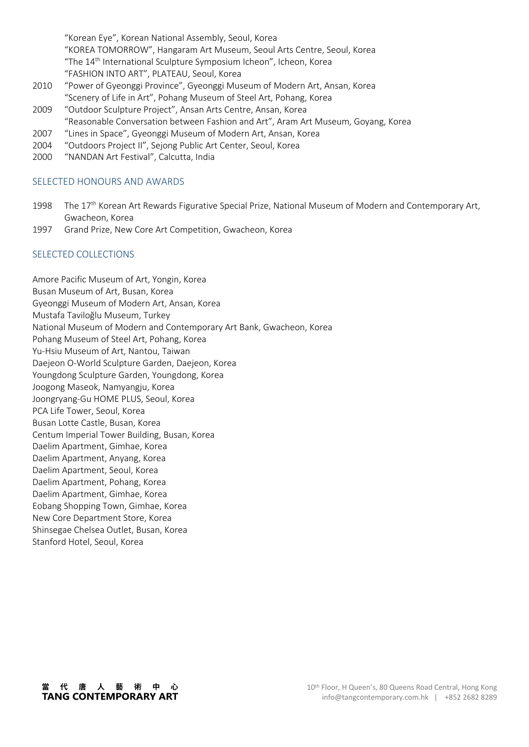"Korean Eye", Korean National Assembly, Seoul, Korea
"KOREA TOMORROW", Hangaram Art Museum, Seoul Arts Centre, Seoul, Korea
"The 14th International Sculpture Symposium Icheon", Icheon, Korea
"FASHION INTO ART", PLATEAU, Seoul, Korea

2010 "Power of Gyeonggi Province", Gyeonggi Museum of Modern Art, Ansan, Korea
"Scenery of Life in Art", Pohang Museum of Steel Art, Pohang, Korea

2009 "Outdoor Sculpture Project", Ansan Arts Centre, Ansan, Korea
"Reasonable Conversation between Fashion and Art", Aram Art Museum, Goyang, Korea

2007 "Lines in Space", Gyeonggi Museum of Modern Art, Ansan, Korea

2004 "Outdoors Project II", Sejong Public Art Center, Seoul, Korea

2000 "NANDAN Art Festival", Calcutta, India

## SELECTED HONOURS AND AWARDS

1998 The 17th Korean Art Rewards Figurative Special Prize, National Museum of Modern and Contemporary Art, Gwacheon, Korea

1997 Grand Prize, New Core Art Competition, Gwacheon, Korea

## SELECTED COLLECTIONS

Amore Pacific Museum of Art, Yongin, Korea
Busan Museum of Art, Busan, Korea
Gyeonggi Museum of Modern Art, Ansan, Korea
Mustafa Taviloğlu Museum, Turkey
National Museum of Modern and Contemporary Art Bank, Gwacheon, Korea
Pohang Museum of Steel Art, Pohang, Korea
Yu-Hsiu Museum of Art, Nantou, Taiwan
Daejeon O-World Sculpture Garden, Daejeon, Korea
Youngdong Sculpture Garden, Youngdong, Korea
Joogong Maseok, Namyangju, Korea
Joongryang-Gu HOME PLUS, Seoul, Korea
PCA Life Tower, Seoul, Korea
Busan Lotte Castle, Busan, Korea
Centum Imperial Tower Building, Busan, Korea
Daelim Apartment, Gimhae, Korea
Daelim Apartment, Anyang, Korea
Daelim Apartment, Seoul, Korea
Daelim Apartment, Pohang, Korea
Daelim Apartment, Gimhae, Korea
Eobang Shopping Town, Gimhae, Korea
New Core Department Store, Korea
Shinsegae Chelsea Outlet, Busan, Korea
Stanford Hotel, Seoul, Korea